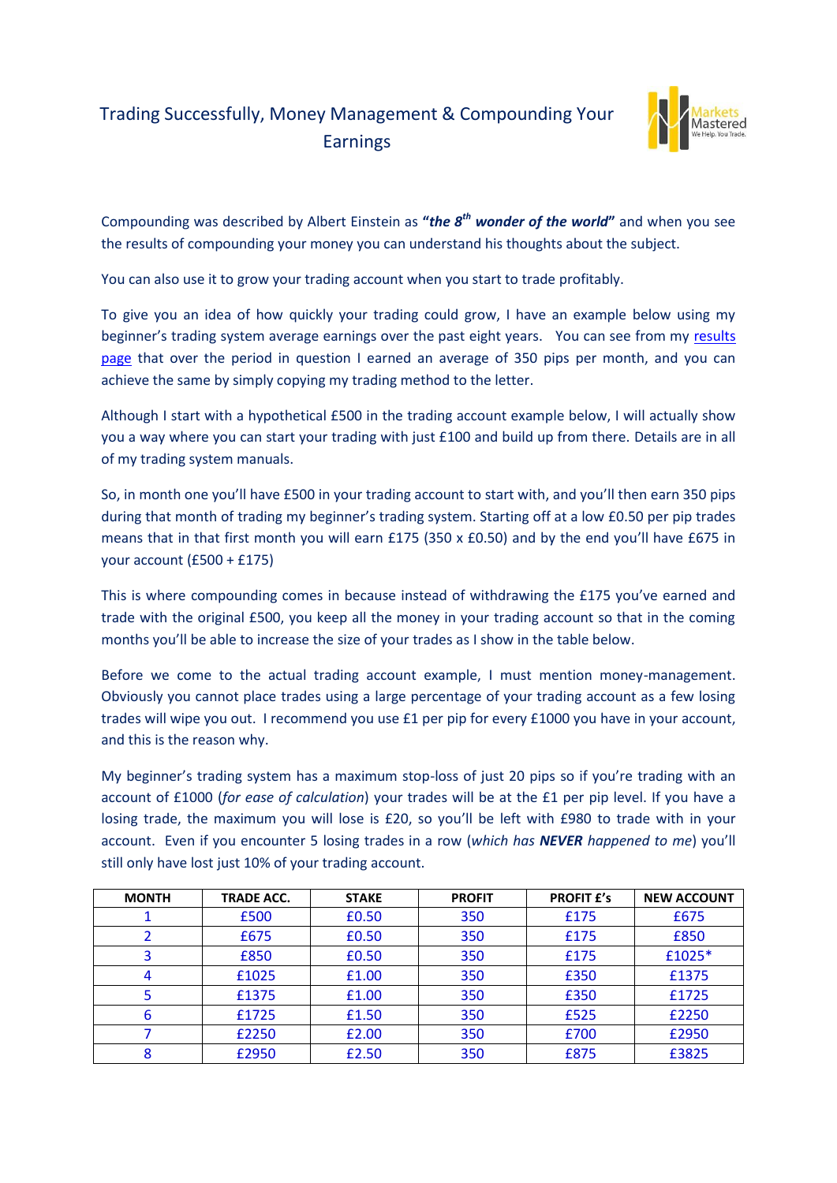# Trading Successfully, Money Management & Compounding Your Earnings

Compounding was described by Albert Einstein as ***"the 8th wonder of the world"*** and when you see the results of compounding your money you can understand his thoughts about the subject.

You can also use it to grow your trading account when you start to trade profitably.

To give you an idea of how quickly your trading could grow, I have an example below using my beginner's trading system average earnings over the past eight years. You can see from my [results page]() that over the period in question I earned an average of 350 pips per month, and you can achieve the same by simply copying my trading method to the letter.

Although I start with a hypothetical £500 in the trading account example below, I will actually show you a way where you can start your trading with just £100 and build up from there. Details are in all of my trading system manuals.

So, in month one you'll have £500 in your trading account to start with, and you'll then earn 350 pips during that month of trading my beginner's trading system. Starting off at a low £0.50 per pip trades means that in that first month you will earn £175 (350 x £0.50) and by the end you'll have £675 in your account (£500 + £175)

This is where compounding comes in because instead of withdrawing the £175 you've earned and trade with the original £500, you keep all the money in your trading account so that in the coming months you'll be able to increase the size of your trades as I show in the table below.

Before we come to the actual trading account example, I must mention money-management. Obviously you cannot place trades using a large percentage of your trading account as a few losing trades will wipe you out. I recommend you use £1 per pip for every £1000 you have in your account, and this is the reason why.

My beginner's trading system has a maximum stop-loss of just 20 pips so if you're trading with an account of £1000 (*for ease of calculation*) your trades will be at the £1 per pip level. If you have a losing trade, the maximum you will lose is £20, so you'll be left with £980 to trade with in your account. Even if you encounter 5 losing trades in a row (*which has **NEVER** happened to me*) you'll still only have lost just 10% of your trading account.

| MONTH | TRADE ACC. | STAKE | PROFIT | PROFIT £'s | NEW ACCOUNT |
|---|---|---|---|---|---|
| 1 | £500 | £0.50 | 350 | £175 | £675 |
| 2 | £675 | £0.50 | 350 | £175 | £850 |
| 3 | £850 | £0.50 | 350 | £175 | £1025* |
| 4 | £1025 | £1.00 | 350 | £350 | £1375 |
| 5 | £1375 | £1.00 | 350 | £350 | £1725 |
| 6 | £1725 | £1.50 | 350 | £525 | £2250 |
| 7 | £2250 | £2.00 | 350 | £700 | £2950 |
| 8 | £2950 | £2.50 | 350 | £875 | £3825 |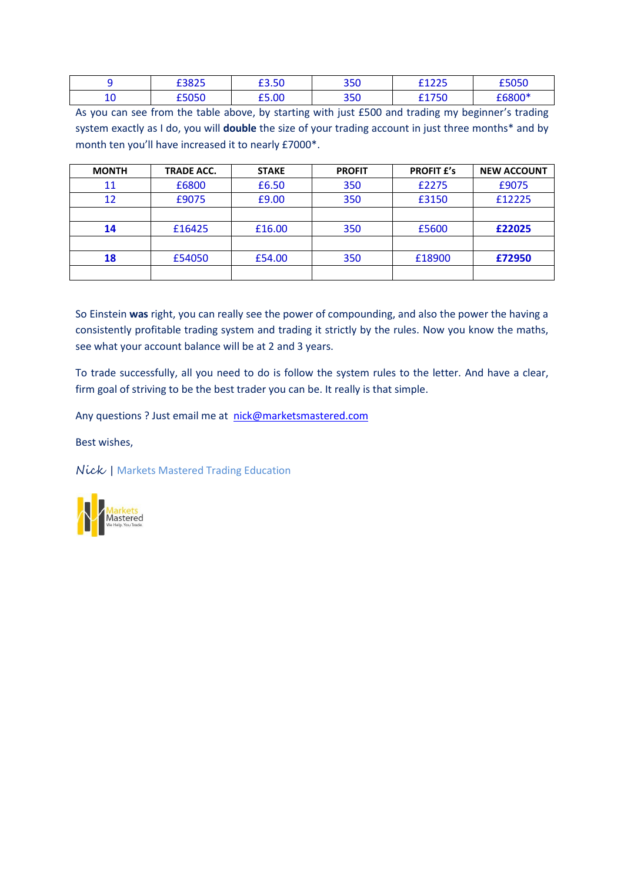| | | | | | |
|---|---|---|---|---|---|
| 9 | £3825 | £3.50 | 350 | £1225 | £5050 |
| 10 | £5050 | £5.00 | 350 | £1750 | £6800* |

As you can see from the table above, by starting with just £500 and trading my beginner's trading system exactly as I do, you will **double** the size of your trading account in just three months* and by month ten you'll have increased it to nearly £7000*.

| MONTH | TRADE ACC. | STAKE | PROFIT | PROFIT £'s | NEW ACCOUNT |
|---|---|---|---|---|---|
| 11 | £6800 | £6.50 | 350 | £2275 | £9075 |
| 12 | £9075 | £9.00 | 350 | £3150 | £12225 |
| | | | | | |
| **14** | £16425 | £16.00 | 350 | £5600 | **£22025** |
| | | | | | |
| **18** | £54050 | £54.00 | 350 | £18900 | **£72950** |
| | | | | | |

So Einstein **was** right, you can really see the power of compounding, and also the power the having a consistently profitable trading system and trading it strictly by the rules. Now you know the maths, see what your account balance will be at 2 and 3 years.

To trade successfully, all you need to do is follow the system rules to the letter. And have a clear, firm goal of striving to be the best trader you can be. It really is that simple.

Any questions ? Just email me at nick@marketsmastered.com

Best wishes,

*Nick* | Markets Mastered Trading Education

Markets Mastered
We Help. You Trade.